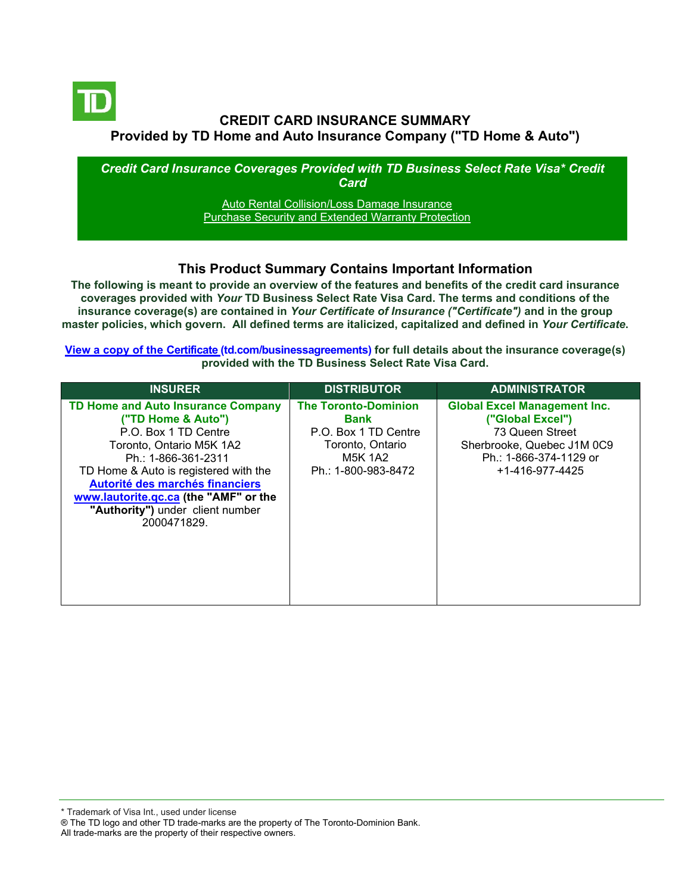# CREDIT CARD INSURANCE SUMMARY

## Provided by TD Home and Auto Insurance Company ("TD Home & Auto")

***Credit Card Insurance Coverages Provided with TD Business Select Rate Visa* Credit Card***

Auto Rental Collision/Loss Damage Insurance
Purchase Security and Extended Warranty Protection

## This Product Summary Contains Important Information

**The following is meant to provide an overview of the features and benefits of the credit card insurance coverages provided with *Your* TD Business Select Rate Visa Card. The terms and conditions of the insurance coverage(s) are contained in *Your Certificate of Insurance ("Certificate")* and in the group master policies, which govern. All defined terms are italicized, capitalized and defined in *Your Certificate*.**

**View a copy of the Certificate (td.com/businessagreements) for full details about the insurance coverage(s) provided with the TD Business Select Rate Visa Card.**

| INSURER | DISTRIBUTOR | ADMINISTRATOR |
|---|---|---|
| **TD Home and Auto Insurance Company ("TD Home & Auto")** P.O. Box 1 TD Centre Toronto, Ontario M5K 1A2 Ph.: 1-866-361-2311 TD Home & Auto is registered with the **Autorité des marchés financiers www.lautorite.qc.ca (the "AMF" or the "Authority")** under client number 2000471829. | **The Toronto-Dominion Bank** P.O. Box 1 TD Centre Toronto, Ontario M5K 1A2 Ph.: 1-800-983-8472 | **Global Excel Management Inc. ("Global Excel")** 73 Queen Street Sherbrooke, Quebec J1M 0C9 Ph.: 1-866-374-1129 or +1-416-977-4425 |

\* Trademark of Visa Int., used under license
® The TD logo and other TD trade-marks are the property of The Toronto-Dominion Bank.
All trade-marks are the property of their respective owners.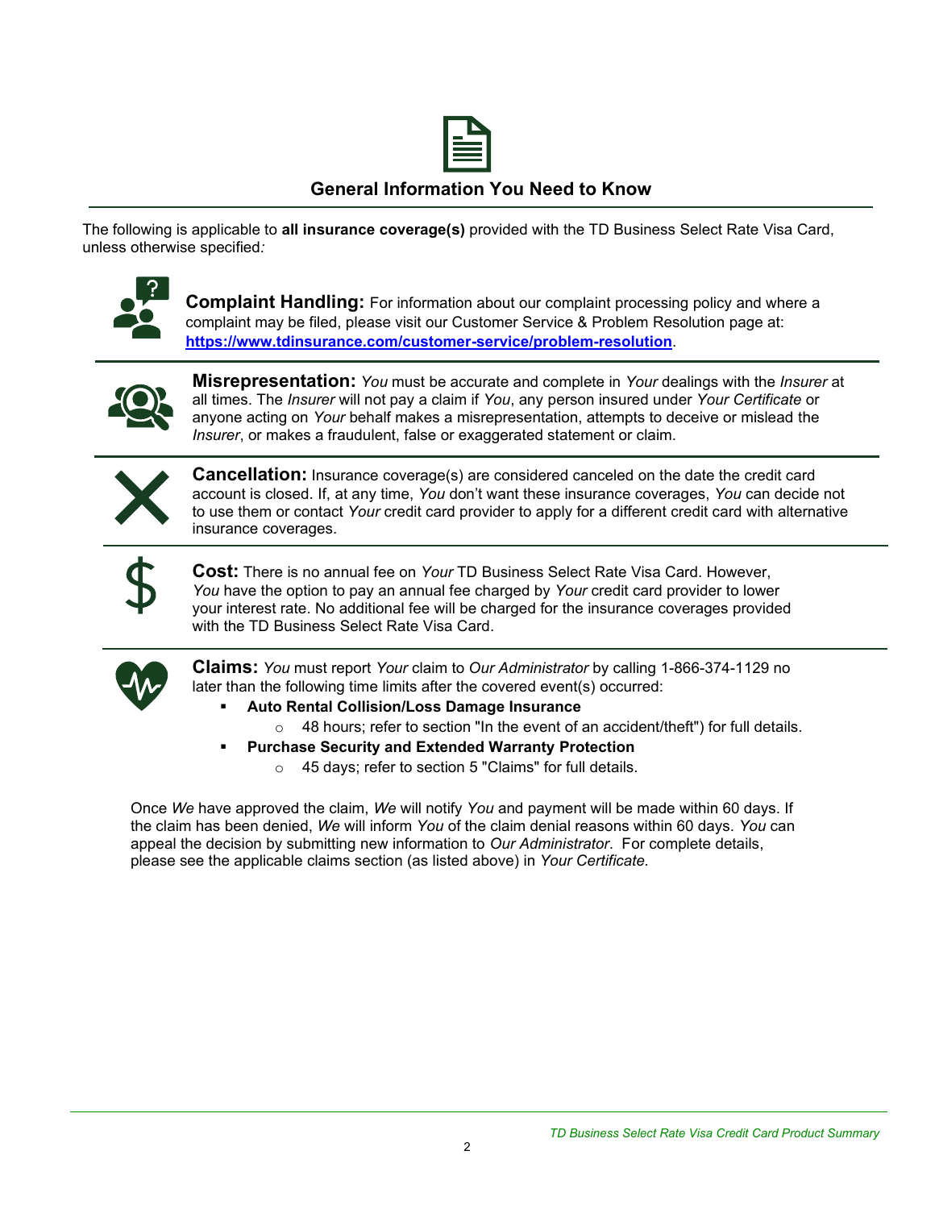## General Information You Need to Know

The following is applicable to **all insurance coverage(s)** provided with the TD Business Select Rate Visa Card, unless otherwise specified*:*

**Complaint Handling:** For information about our complaint processing policy and where a complaint may be filed, please visit our Customer Service & Problem Resolution page at: **https://www.tdinsurance.com/customer-service/problem-resolution**.

**Misrepresentation:** *You* must be accurate and complete in *Your* dealings with the *Insurer* at all times. The *Insurer* will not pay a claim if *You*, any person insured under *Your Certificate* or anyone acting on *Your* behalf makes a misrepresentation, attempts to deceive or mislead the *Insurer*, or makes a fraudulent, false or exaggerated statement or claim.

**Cancellation:** Insurance coverage(s) are considered canceled on the date the credit card account is closed. If, at any time, *You* don't want these insurance coverages, *You* can decide not to use them or contact *Your* credit card provider to apply for a different credit card with alternative insurance coverages.

**Cost:** There is no annual fee on *Your* TD Business Select Rate Visa Card. However, *You* have the option to pay an annual fee charged by *Your* credit card provider to lower your interest rate. No additional fee will be charged for the insurance coverages provided with the TD Business Select Rate Visa Card.

**Claims:** *You* must report *Your* claim to *Our Administrator* by calling 1-866-374-1129 no later than the following time limits after the covered event(s) occurred:

- **Auto Rental Collision/Loss Damage Insurance**
  - 48 hours; refer to section "In the event of an accident/theft") for full details.
- **Purchase Security and Extended Warranty Protection**
  - 45 days; refer to section 5 "Claims" for full details.

Once *We* have approved the claim, *We* will notify *You* and payment will be made within 60 days. If the claim has been denied, *We* will inform *You* of the claim denial reasons within 60 days. *You* can appeal the decision by submitting new information to *Our Administrator*. For complete details, please see the applicable claims section (as listed above) in *Your Certificate.*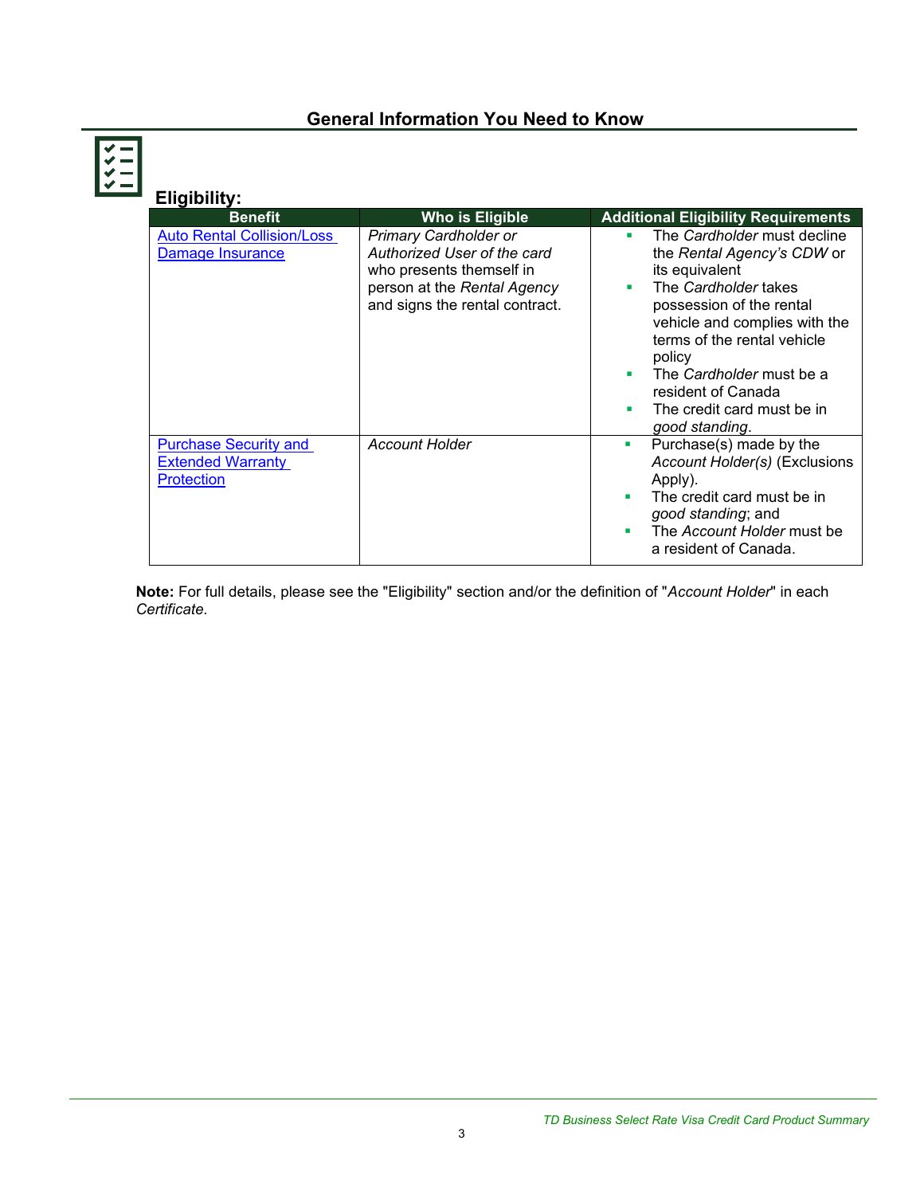## General Information You Need to Know

### Eligibility:

| Benefit | Who is Eligible | Additional Eligibility Requirements |
| --- | --- | --- |
| Auto Rental Collision/Loss Damage Insurance | *Primary Cardholder or Authorized User of the card* who presents themself in person at the *Rental Agency* and signs the rental contract. | ▪ The *Cardholder* must decline the *Rental Agency's CDW* or its equivalent<br>▪ The *Cardholder* takes possession of the rental vehicle and complies with the terms of the rental vehicle policy<br>▪ The *Cardholder* must be a resident of Canada<br>▪ The credit card must be in *good standing*. |
| Purchase Security and Extended Warranty Protection | *Account Holder* | ▪ Purchase(s) made by the *Account Holder(s)* (Exclusions Apply).<br>▪ The credit card must be in *good standing*; and<br>▪ The *Account Holder* must be a resident of Canada. |

**Note:** For full details, please see the "Eligibility" section and/or the definition of "*Account Holder*" in each *Certificate*.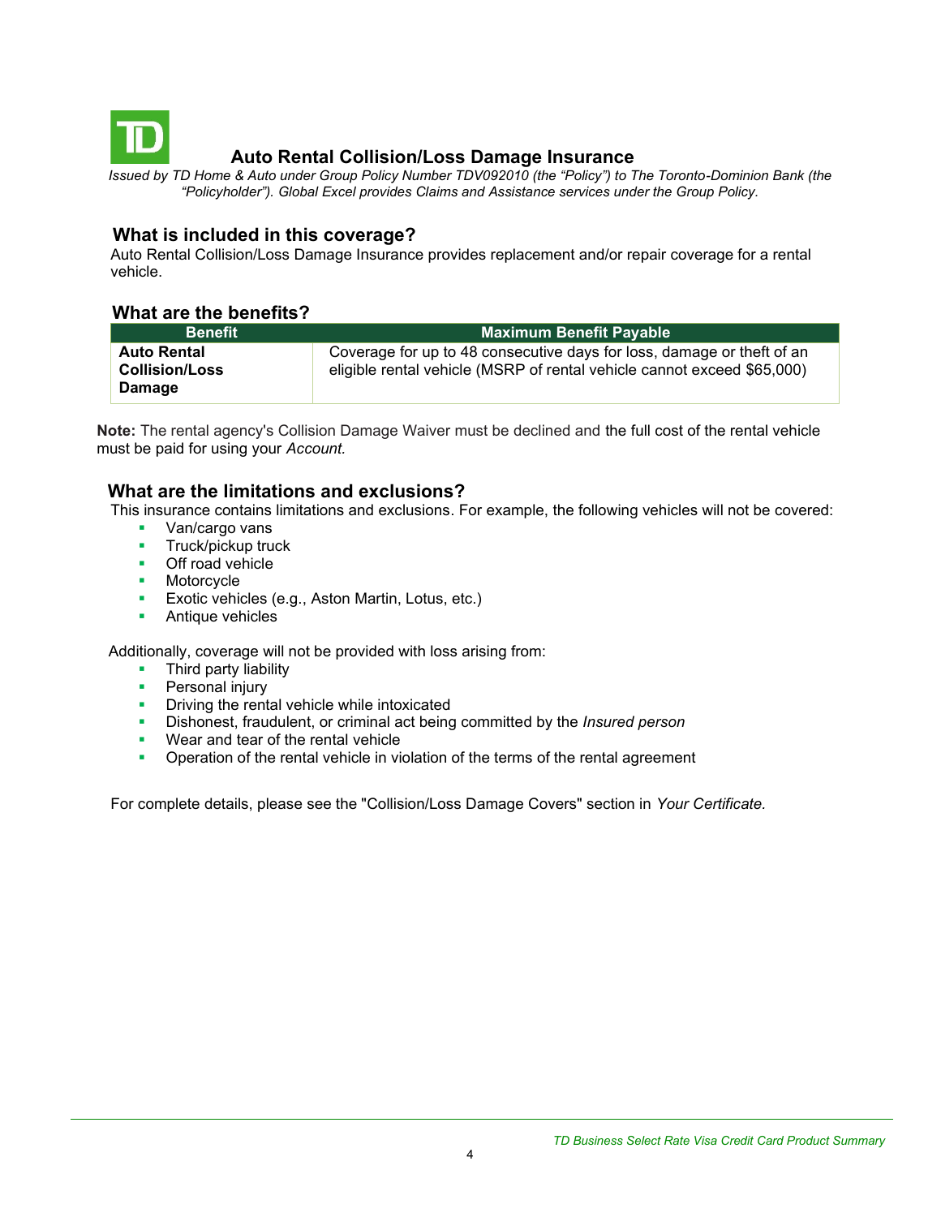# Auto Rental Collision/Loss Damage Insurance

*Issued by TD Home & Auto under Group Policy Number TDV092010 (the "Policy") to The Toronto-Dominion Bank (the "Policyholder"). Global Excel provides Claims and Assistance services under the Group Policy.*

## What is included in this coverage?

Auto Rental Collision/Loss Damage Insurance provides replacement and/or repair coverage for a rental vehicle.

## What are the benefits?

| Benefit | Maximum Benefit Payable |
|---|---|
| **Auto Rental Collision/Loss Damage** | Coverage for up to 48 consecutive days for loss, damage or theft of an eligible rental vehicle (MSRP of rental vehicle cannot exceed $65,000) |

**Note:** The rental agency's Collision Damage Waiver must be declined and the full cost of the rental vehicle must be paid for using your *Account.*

## What are the limitations and exclusions?

This insurance contains limitations and exclusions. For example, the following vehicles will not be covered:

- Van/cargo vans
- Truck/pickup truck
- Off road vehicle
- Motorcycle
- Exotic vehicles (e.g., Aston Martin, Lotus, etc.)
- Antique vehicles

Additionally, coverage will not be provided with loss arising from:

- Third party liability
- Personal injury
- Driving the rental vehicle while intoxicated
- Dishonest, fraudulent, or criminal act being committed by the *Insured person*
- Wear and tear of the rental vehicle
- Operation of the rental vehicle in violation of the terms of the rental agreement

For complete details, please see the "Collision/Loss Damage Covers" section in *Your Certificate.*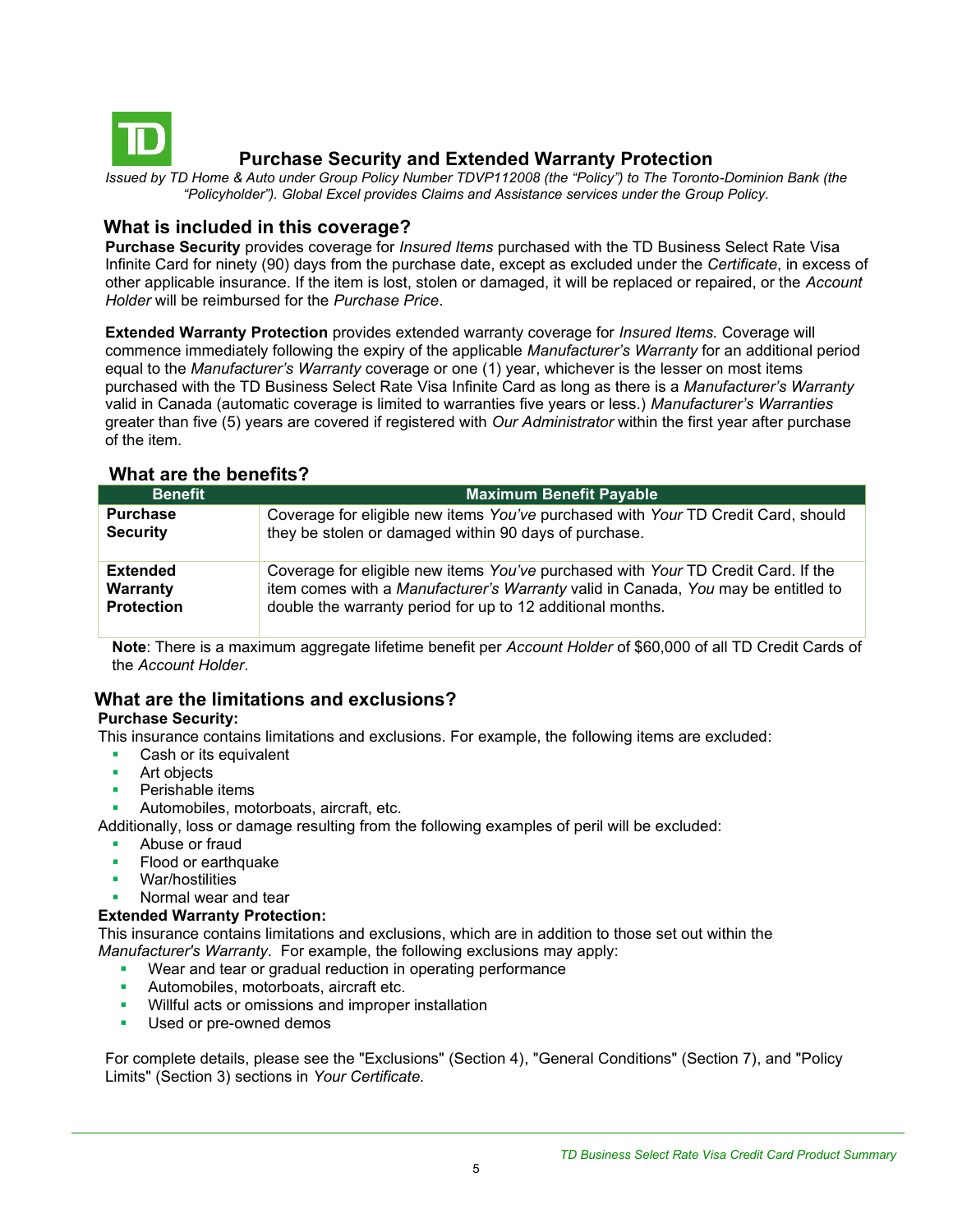# Purchase Security and Extended Warranty Protection

*Issued by TD Home & Auto under Group Policy Number TDVP112008 (the "Policy") to The Toronto-Dominion Bank (the "Policyholder"). Global Excel provides Claims and Assistance services under the Group Policy.*

## What is included in this coverage?

**Purchase Security** provides coverage for *Insured Items* purchased with the TD Business Select Rate Visa Infinite Card for ninety (90) days from the purchase date, except as excluded under the *Certificate*, in excess of other applicable insurance. If the item is lost, stolen or damaged, it will be replaced or repaired, or the *Account Holder* will be reimbursed for the *Purchase Price*.

**Extended Warranty Protection** provides extended warranty coverage for *Insured Items.* Coverage will commence immediately following the expiry of the applicable *Manufacturer's Warranty* for an additional period equal to the *Manufacturer's Warranty* coverage or one (1) year, whichever is the lesser on most items purchased with the TD Business Select Rate Visa Infinite Card as long as there is a *Manufacturer's Warranty* valid in Canada (automatic coverage is limited to warranties five years or less.) *Manufacturer's Warranties* greater than five (5) years are covered if registered with *Our Administrator* within the first year after purchase of the item.

## What are the benefits?

| Benefit | Maximum Benefit Payable |
|---|---|
| **Purchase Security** | Coverage for eligible new items *You've* purchased with *Your* TD Credit Card, should they be stolen or damaged within 90 days of purchase. |
| **Extended Warranty Protection** | Coverage for eligible new items *You've* purchased with *Your* TD Credit Card. If the item comes with a *Manufacturer's Warranty* valid in Canada, *You* may be entitled to double the warranty period for up to 12 additional months. |

**Note**: There is a maximum aggregate lifetime benefit per *Account Holder* of $60,000 of all TD Credit Cards of the *Account Holder*.

## What are the limitations and exclusions?

**Purchase Security:**

This insurance contains limitations and exclusions. For example, the following items are excluded:

- Cash or its equivalent
- Art objects
- Perishable items
- Automobiles, motorboats, aircraft, etc.

Additionally, loss or damage resulting from the following examples of peril will be excluded:

- Abuse or fraud
- Flood or earthquake
- War/hostilities
- Normal wear and tear

**Extended Warranty Protection:**

This insurance contains limitations and exclusions, which are in addition to those set out within the *Manufacturer's Warranty*. For example, the following exclusions may apply:

- Wear and tear or gradual reduction in operating performance
- Automobiles, motorboats, aircraft etc.
- Willful acts or omissions and improper installation
- Used or pre-owned demos

For complete details, please see the "Exclusions" (Section 4), "General Conditions" (Section 7), and "Policy Limits" (Section 3) sections in *Your Certificate.*